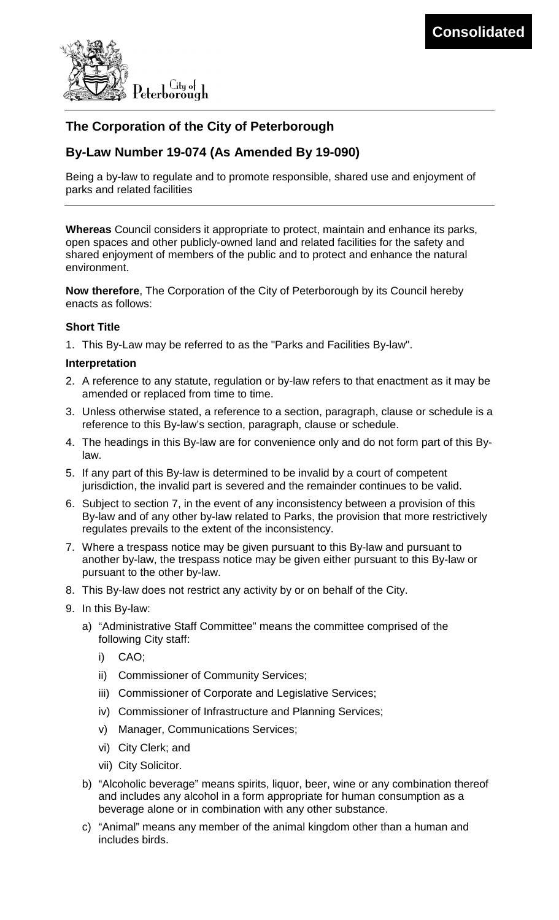Consolidated

City of Peterborough

## The Corporation of the City of Peterborough

## By-Law Number 19-074 (As Amended By 19-090)

Being a by-law to regulate and to promote responsible, shared use and enjoyment of parks and related facilities

**Whereas** Council considers it appropriate to protect, maintain and enhance its parks, open spaces and other publicly-owned land and related facilities for the safety and shared enjoyment of members of the public and to protect and enhance the natural environment.

**Now therefore**, The Corporation of the City of Peterborough by its Council hereby enacts as follows:

### Short Title

1. This By-Law may be referred to as the "Parks and Facilities By-law".

### Interpretation

2. A reference to any statute, regulation or by-law refers to that enactment as it may be amended or replaced from time to time.
3. Unless otherwise stated, a reference to a section, paragraph, clause or schedule is a reference to this By-law's section, paragraph, clause or schedule.
4. The headings in this By-law are for convenience only and do not form part of this By-law.
5. If any part of this By-law is determined to be invalid by a court of competent jurisdiction, the invalid part is severed and the remainder continues to be valid.
6. Subject to section 7, in the event of any inconsistency between a provision of this By-law and of any other by-law related to Parks, the provision that more restrictively regulates prevails to the extent of the inconsistency.
7. Where a trespass notice may be given pursuant to this By-law and pursuant to another by-law, the trespass notice may be given either pursuant to this By-law or pursuant to the other by-law.
8. This By-law does not restrict any activity by or on behalf of the City.
9. In this By-law:
   a) "Administrative Staff Committee" means the committee comprised of the following City staff:
      i) CAO;
      ii) Commissioner of Community Services;
      iii) Commissioner of Corporate and Legislative Services;
      iv) Commissioner of Infrastructure and Planning Services;
      v) Manager, Communications Services;
      vi) City Clerk; and
      vii) City Solicitor.
   b) "Alcoholic beverage" means spirits, liquor, beer, wine or any combination thereof and includes any alcohol in a form appropriate for human consumption as a beverage alone or in combination with any other substance.
   c) "Animal" means any member of the animal kingdom other than a human and includes birds.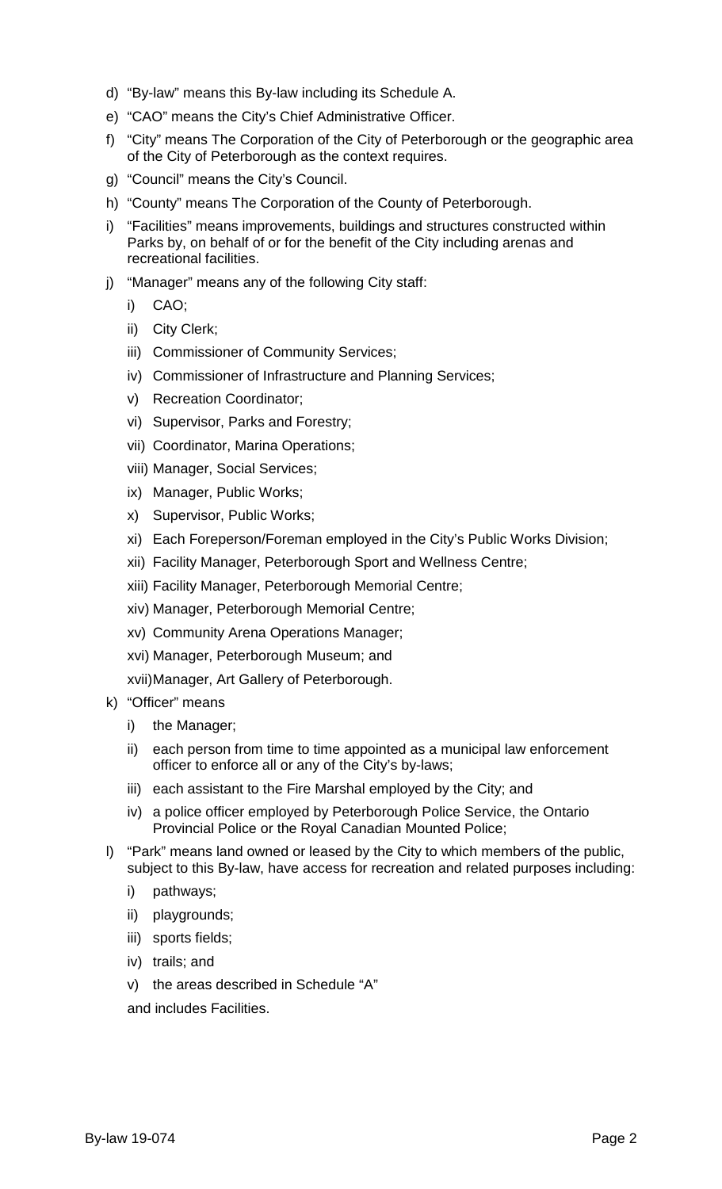d) “By-law” means this By-law including its Schedule A.

e) “CAO” means the City’s Chief Administrative Officer.

f) “City” means The Corporation of the City of Peterborough or the geographic area of the City of Peterborough as the context requires.

g) “Council” means the City’s Council.

h) “County” means The Corporation of the County of Peterborough.

i) “Facilities” means improvements, buildings and structures constructed within Parks by, on behalf of or for the benefit of the City including arenas and recreational facilities.

j) “Manager” means any of the following City staff:

   i) CAO;

   ii) City Clerk;

   iii) Commissioner of Community Services;

   iv) Commissioner of Infrastructure and Planning Services;

   v) Recreation Coordinator;

   vi) Supervisor, Parks and Forestry;

   vii) Coordinator, Marina Operations;

   viii) Manager, Social Services;

   ix) Manager, Public Works;

   x) Supervisor, Public Works;

   xi) Each Foreperson/Foreman employed in the City’s Public Works Division;

   xii) Facility Manager, Peterborough Sport and Wellness Centre;

   xiii) Facility Manager, Peterborough Memorial Centre;

   xiv) Manager, Peterborough Memorial Centre;

   xv) Community Arena Operations Manager;

   xvi) Manager, Peterborough Museum; and

   xvii) Manager, Art Gallery of Peterborough.

k) “Officer” means

   i) the Manager;

   ii) each person from time to time appointed as a municipal law enforcement officer to enforce all or any of the City’s by-laws;

   iii) each assistant to the Fire Marshal employed by the City; and

   iv) a police officer employed by Peterborough Police Service, the Ontario Provincial Police or the Royal Canadian Mounted Police;

l) “Park” means land owned or leased by the City to which members of the public, subject to this By-law, have access for recreation and related purposes including:

   i) pathways;

   ii) playgrounds;

   iii) sports fields;

   iv) trails; and

   v) the areas described in Schedule “A”

   and includes Facilities.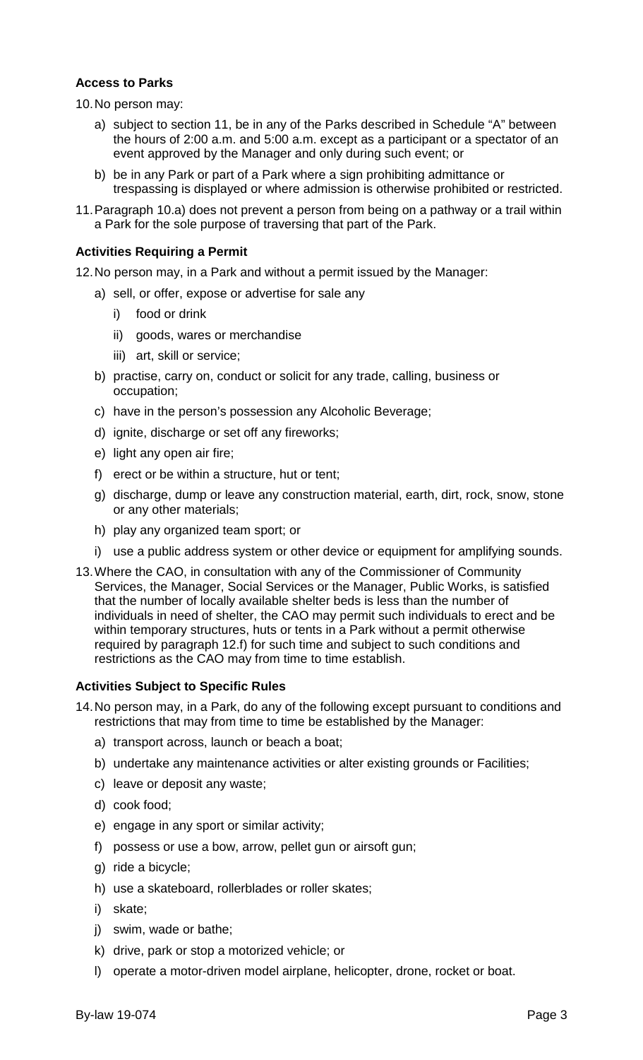### Access to Parks

10. No person may:

    a) subject to section 11, be in any of the Parks described in Schedule "A" between the hours of 2:00 a.m. and 5:00 a.m. except as a participant or a spectator of an event approved by the Manager and only during such event; or

    b) be in any Park or part of a Park where a sign prohibiting admittance or trespassing is displayed or where admission is otherwise prohibited or restricted.

11. Paragraph 10.a) does not prevent a person from being on a pathway or a trail within a Park for the sole purpose of traversing that part of the Park.

### Activities Requiring a Permit

12. No person may, in a Park and without a permit issued by the Manager:

    a) sell, or offer, expose or advertise for sale any

       i) food or drink

       ii) goods, wares or merchandise

       iii) art, skill or service;

    b) practise, carry on, conduct or solicit for any trade, calling, business or occupation;

    c) have in the person's possession any Alcoholic Beverage;

    d) ignite, discharge or set off any fireworks;

    e) light any open air fire;

    f) erect or be within a structure, hut or tent;

    g) discharge, dump or leave any construction material, earth, dirt, rock, snow, stone or any other materials;

    h) play any organized team sport; or

    i) use a public address system or other device or equipment for amplifying sounds.

13. Where the CAO, in consultation with any of the Commissioner of Community Services, the Manager, Social Services or the Manager, Public Works, is satisfied that the number of locally available shelter beds is less than the number of individuals in need of shelter, the CAO may permit such individuals to erect and be within temporary structures, huts or tents in a Park without a permit otherwise required by paragraph 12.f) for such time and subject to such conditions and restrictions as the CAO may from time to time establish.

### Activities Subject to Specific Rules

14. No person may, in a Park, do any of the following except pursuant to conditions and restrictions that may from time to time be established by the Manager:

    a) transport across, launch or beach a boat;

    b) undertake any maintenance activities or alter existing grounds or Facilities;

    c) leave or deposit any waste;

    d) cook food;

    e) engage in any sport or similar activity;

    f) possess or use a bow, arrow, pellet gun or airsoft gun;

    g) ride a bicycle;

    h) use a skateboard, rollerblades or roller skates;

    i) skate;

    j) swim, wade or bathe;

    k) drive, park or stop a motorized vehicle; or

    l) operate a motor-driven model airplane, helicopter, drone, rocket or boat.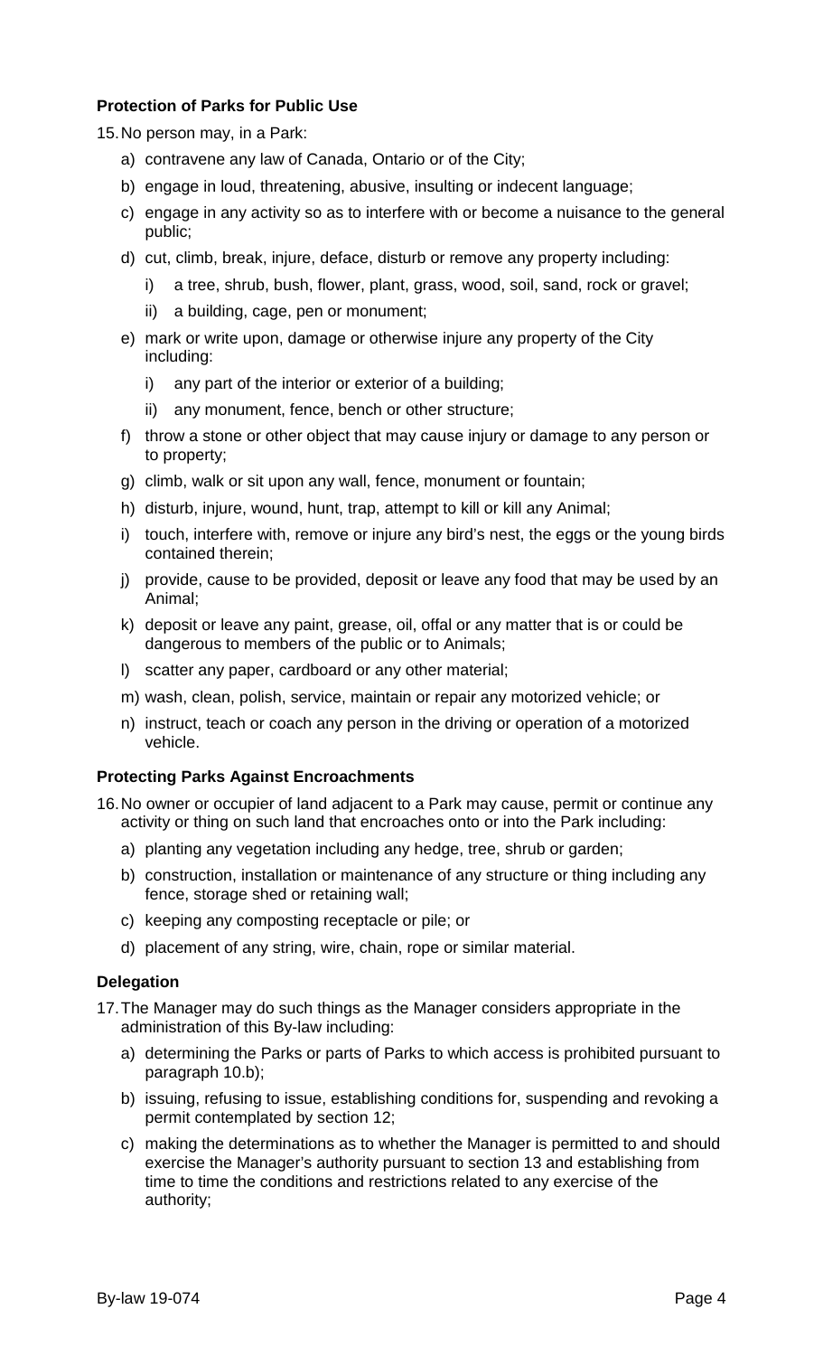**Protection of Parks for Public Use**

15. No person may, in a Park:

    a) contravene any law of Canada, Ontario or of the City;

    b) engage in loud, threatening, abusive, insulting or indecent language;

    c) engage in any activity so as to interfere with or become a nuisance to the general public;

    d) cut, climb, break, injure, deface, disturb or remove any property including:

        i) a tree, shrub, bush, flower, plant, grass, wood, soil, sand, rock or gravel;

        ii) a building, cage, pen or monument;

    e) mark or write upon, damage or otherwise injure any property of the City including:

        i) any part of the interior or exterior of a building;

        ii) any monument, fence, bench or other structure;

    f) throw a stone or other object that may cause injury or damage to any person or to property;

    g) climb, walk or sit upon any wall, fence, monument or fountain;

    h) disturb, injure, wound, hunt, trap, attempt to kill or kill any Animal;

    i) touch, interfere with, remove or injure any bird's nest, the eggs or the young birds contained therein;

    j) provide, cause to be provided, deposit or leave any food that may be used by an Animal;

    k) deposit or leave any paint, grease, oil, offal or any matter that is or could be dangerous to members of the public or to Animals;

    l) scatter any paper, cardboard or any other material;

    m) wash, clean, polish, service, maintain or repair any motorized vehicle; or

    n) instruct, teach or coach any person in the driving or operation of a motorized vehicle.

**Protecting Parks Against Encroachments**

16. No owner or occupier of land adjacent to a Park may cause, permit or continue any activity or thing on such land that encroaches onto or into the Park including:

    a) planting any vegetation including any hedge, tree, shrub or garden;

    b) construction, installation or maintenance of any structure or thing including any fence, storage shed or retaining wall;

    c) keeping any composting receptacle or pile; or

    d) placement of any string, wire, chain, rope or similar material.

**Delegation**

17. The Manager may do such things as the Manager considers appropriate in the administration of this By-law including:

    a) determining the Parks or parts of Parks to which access is prohibited pursuant to paragraph 10.b);

    b) issuing, refusing to issue, establishing conditions for, suspending and revoking a permit contemplated by section 12;

    c) making the determinations as to whether the Manager is permitted to and should exercise the Manager's authority pursuant to section 13 and establishing from time to time the conditions and restrictions related to any exercise of the authority;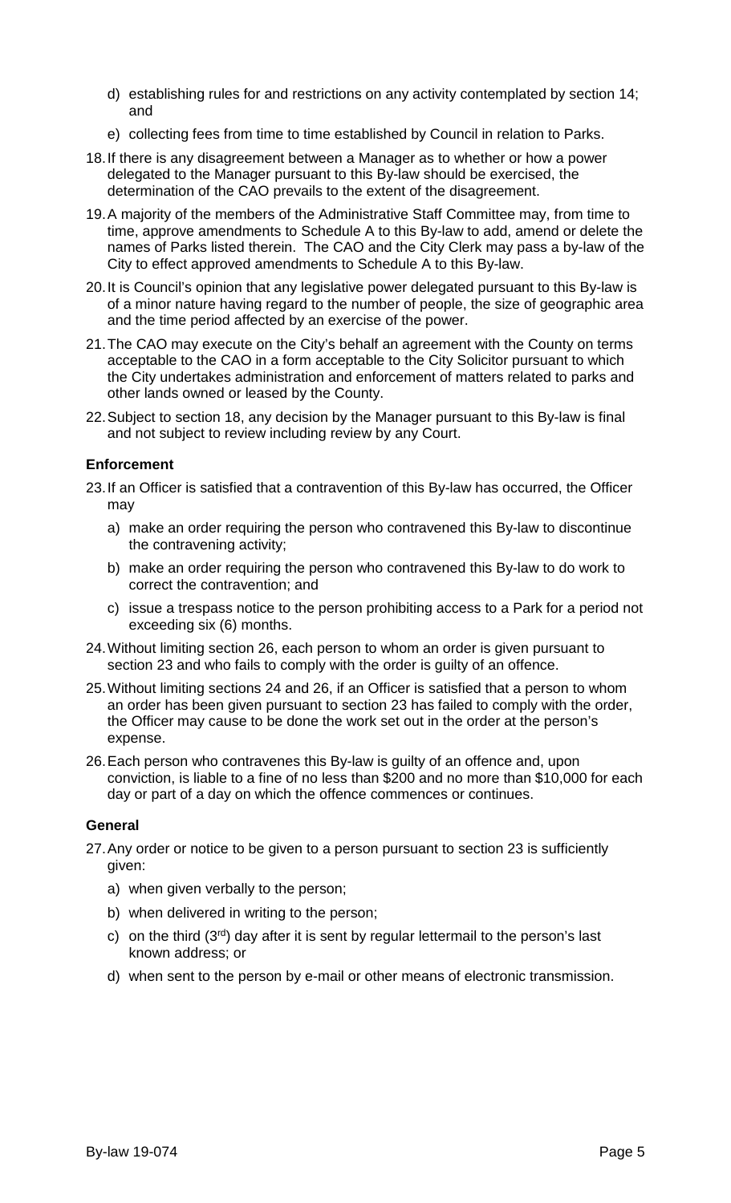d) establishing rules for and restrictions on any activity contemplated by section 14; and

e) collecting fees from time to time established by Council in relation to Parks.

18. If there is any disagreement between a Manager as to whether or how a power delegated to the Manager pursuant to this By-law should be exercised, the determination of the CAO prevails to the extent of the disagreement.

19. A majority of the members of the Administrative Staff Committee may, from time to time, approve amendments to Schedule A to this By-law to add, amend or delete the names of Parks listed therein. The CAO and the City Clerk may pass a by-law of the City to effect approved amendments to Schedule A to this By-law.

20. It is Council's opinion that any legislative power delegated pursuant to this By-law is of a minor nature having regard to the number of people, the size of geographic area and the time period affected by an exercise of the power.

21. The CAO may execute on the City's behalf an agreement with the County on terms acceptable to the CAO in a form acceptable to the City Solicitor pursuant to which the City undertakes administration and enforcement of matters related to parks and other lands owned or leased by the County.

22. Subject to section 18, any decision by the Manager pursuant to this By-law is final and not subject to review including review by any Court.

**Enforcement**

23. If an Officer is satisfied that a contravention of this By-law has occurred, the Officer may

a) make an order requiring the person who contravened this By-law to discontinue the contravening activity;

b) make an order requiring the person who contravened this By-law to do work to correct the contravention; and

c) issue a trespass notice to the person prohibiting access to a Park for a period not exceeding six (6) months.

24. Without limiting section 26, each person to whom an order is given pursuant to section 23 and who fails to comply with the order is guilty of an offence.

25. Without limiting sections 24 and 26, if an Officer is satisfied that a person to whom an order has been given pursuant to section 23 has failed to comply with the order, the Officer may cause to be done the work set out in the order at the person's expense.

26. Each person who contravenes this By-law is guilty of an offence and, upon conviction, is liable to a fine of no less than $200 and no more than $10,000 for each day or part of a day on which the offence commences or continues.

**General**

27. Any order or notice to be given to a person pursuant to section 23 is sufficiently given:

a) when given verbally to the person;

b) when delivered in writing to the person;

c) on the third (3rd) day after it is sent by regular lettermail to the person's last known address; or

d) when sent to the person by e-mail or other means of electronic transmission.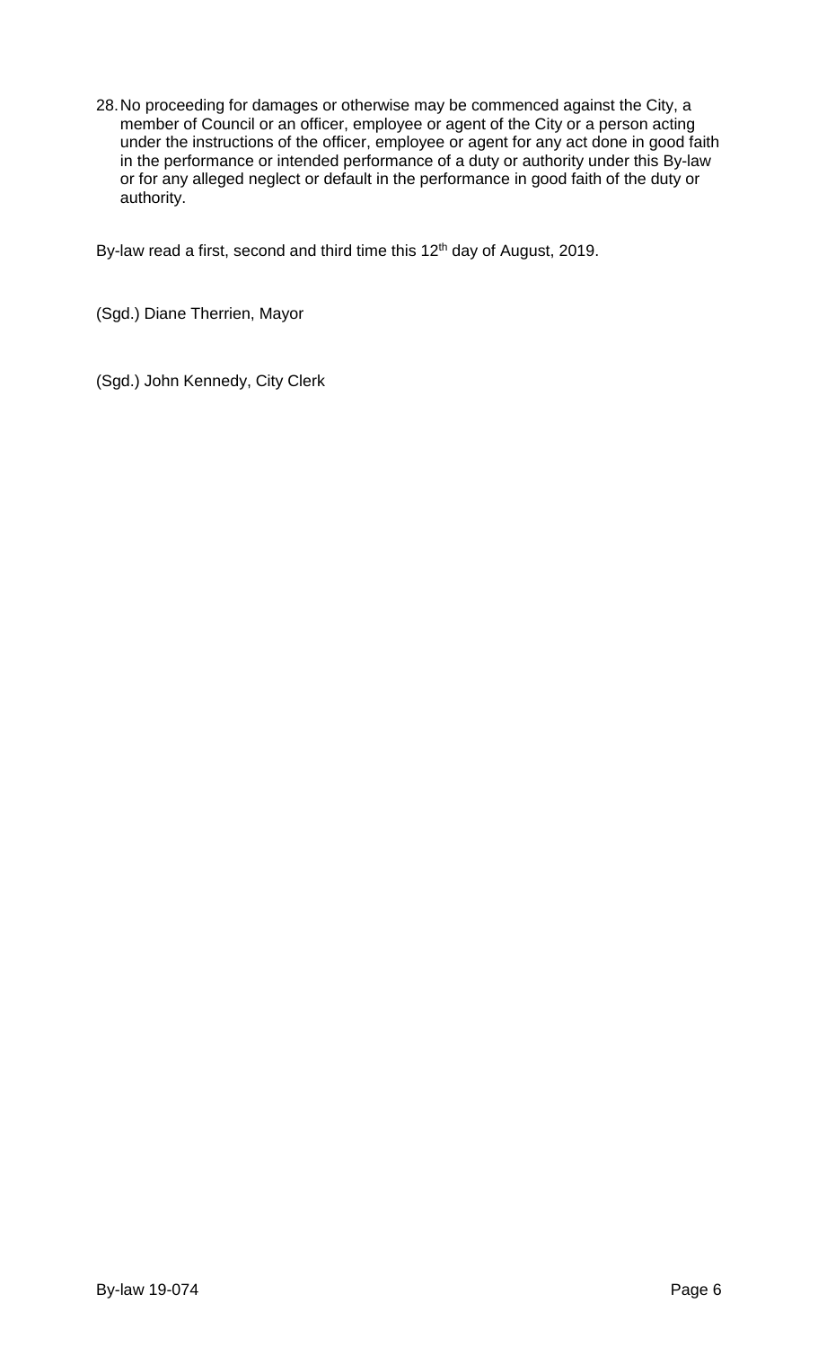28. No proceeding for damages or otherwise may be commenced against the City, a member of Council or an officer, employee or agent of the City or a person acting under the instructions of the officer, employee or agent for any act done in good faith in the performance or intended performance of a duty or authority under this By-law or for any alleged neglect or default in the performance in good faith of the duty or authority.

By-law read a first, second and third time this 12th day of August, 2019.

(Sgd.) Diane Therrien, Mayor

(Sgd.) John Kennedy, City Clerk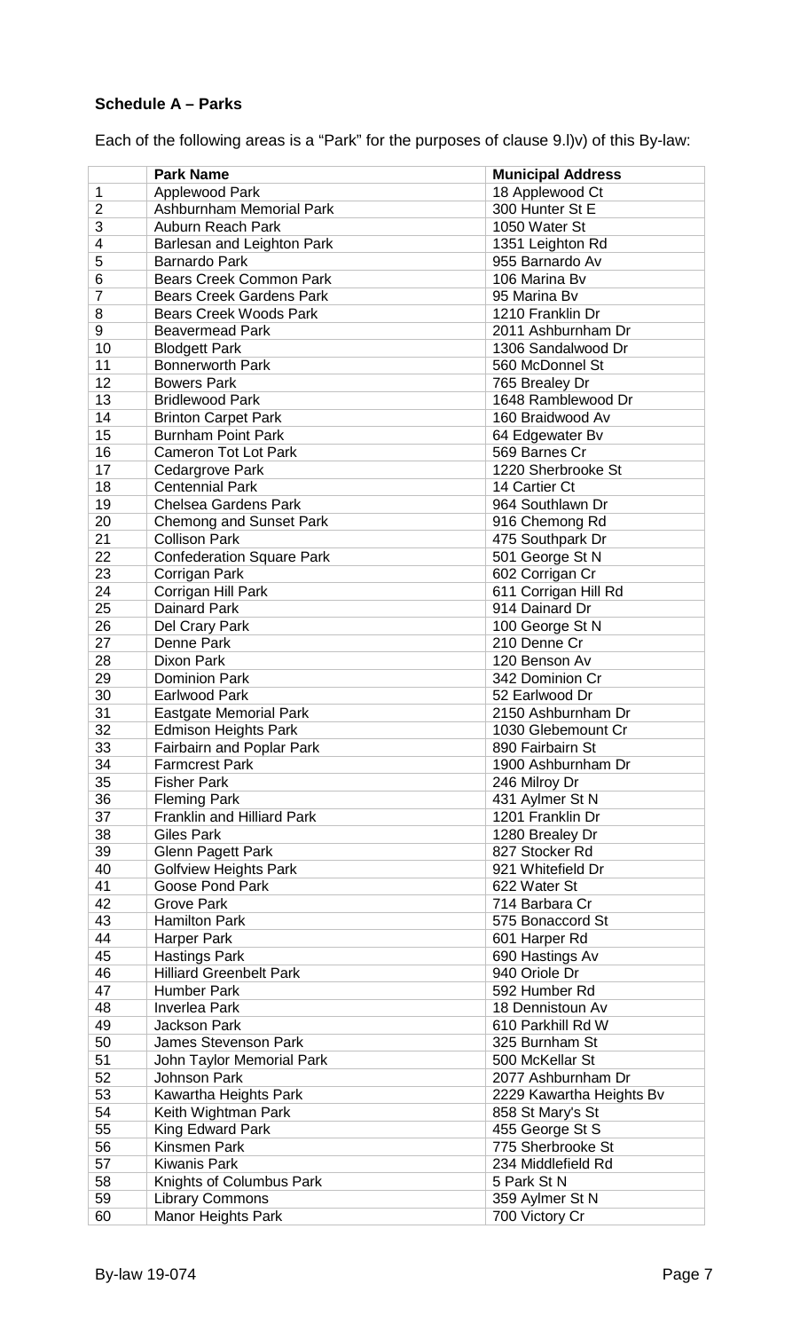**Schedule A – Parks**

Each of the following areas is a "Park" for the purposes of clause 9.l)v) of this By-law:

| | Park Name | Municipal Address |
|---|---|---|
| 1 | Applewood Park | 18 Applewood Ct |
| 2 | Ashburnham Memorial Park | 300 Hunter St E |
| 3 | Auburn Reach Park | 1050 Water St |
| 4 | Barlesan and Leighton Park | 1351 Leighton Rd |
| 5 | Barnardo Park | 955 Barnardo Av |
| 6 | Bears Creek Common Park | 106 Marina Bv |
| 7 | Bears Creek Gardens Park | 95 Marina Bv |
| 8 | Bears Creek Woods Park | 1210 Franklin Dr |
| 9 | Beavermead Park | 2011 Ashburnham Dr |
| 10 | Blodgett Park | 1306 Sandalwood Dr |
| 11 | Bonnerworth Park | 560 McDonnel St |
| 12 | Bowers Park | 765 Brealey Dr |
| 13 | Bridlewood Park | 1648 Ramblewood Dr |
| 14 | Brinton Carpet Park | 160 Braidwood Av |
| 15 | Burnham Point Park | 64 Edgewater Bv |
| 16 | Cameron Tot Lot Park | 569 Barnes Cr |
| 17 | Cedargrove Park | 1220 Sherbrooke St |
| 18 | Centennial Park | 14 Cartier Ct |
| 19 | Chelsea Gardens Park | 964 Southlawn Dr |
| 20 | Chemong and Sunset Park | 916 Chemong Rd |
| 21 | Collison Park | 475 Southpark Dr |
| 22 | Confederation Square Park | 501 George St N |
| 23 | Corrigan Park | 602 Corrigan Cr |
| 24 | Corrigan Hill Park | 611 Corrigan Hill Rd |
| 25 | Dainard Park | 914 Dainard Dr |
| 26 | Del Crary Park | 100 George St N |
| 27 | Denne Park | 210 Denne Cr |
| 28 | Dixon Park | 120 Benson Av |
| 29 | Dominion Park | 342 Dominion Cr |
| 30 | Earlwood Park | 52 Earlwood Dr |
| 31 | Eastgate Memorial Park | 2150 Ashburnham Dr |
| 32 | Edmison Heights Park | 1030 Glebemount Cr |
| 33 | Fairbairn and Poplar Park | 890 Fairbairn St |
| 34 | Farmcrest Park | 1900 Ashburnham Dr |
| 35 | Fisher Park | 246 Milroy Dr |
| 36 | Fleming Park | 431 Aylmer St N |
| 37 | Franklin and Hilliard Park | 1201 Franklin Dr |
| 38 | Giles Park | 1280 Brealey Dr |
| 39 | Glenn Pagett Park | 827 Stocker Rd |
| 40 | Golfview Heights Park | 921 Whitefield Dr |
| 41 | Goose Pond Park | 622 Water St |
| 42 | Grove Park | 714 Barbara Cr |
| 43 | Hamilton Park | 575 Bonaccord St |
| 44 | Harper Park | 601 Harper Rd |
| 45 | Hastings Park | 690 Hastings Av |
| 46 | Hilliard Greenbelt Park | 940 Oriole Dr |
| 47 | Humber Park | 592 Humber Rd |
| 48 | Inverlea Park | 18 Dennistoun Av |
| 49 | Jackson Park | 610 Parkhill Rd W |
| 50 | James Stevenson Park | 325 Burnham St |
| 51 | John Taylor Memorial Park | 500 McKellar St |
| 52 | Johnson Park | 2077 Ashburnham Dr |
| 53 | Kawartha Heights Park | 2229 Kawartha Heights Bv |
| 54 | Keith Wightman Park | 858 St Mary's St |
| 55 | King Edward Park | 455 George St S |
| 56 | Kinsmen Park | 775 Sherbrooke St |
| 57 | Kiwanis Park | 234 Middlefield Rd |
| 58 | Knights of Columbus Park | 5 Park St N |
| 59 | Library Commons | 359 Aylmer St N |
| 60 | Manor Heights Park | 700 Victory Cr |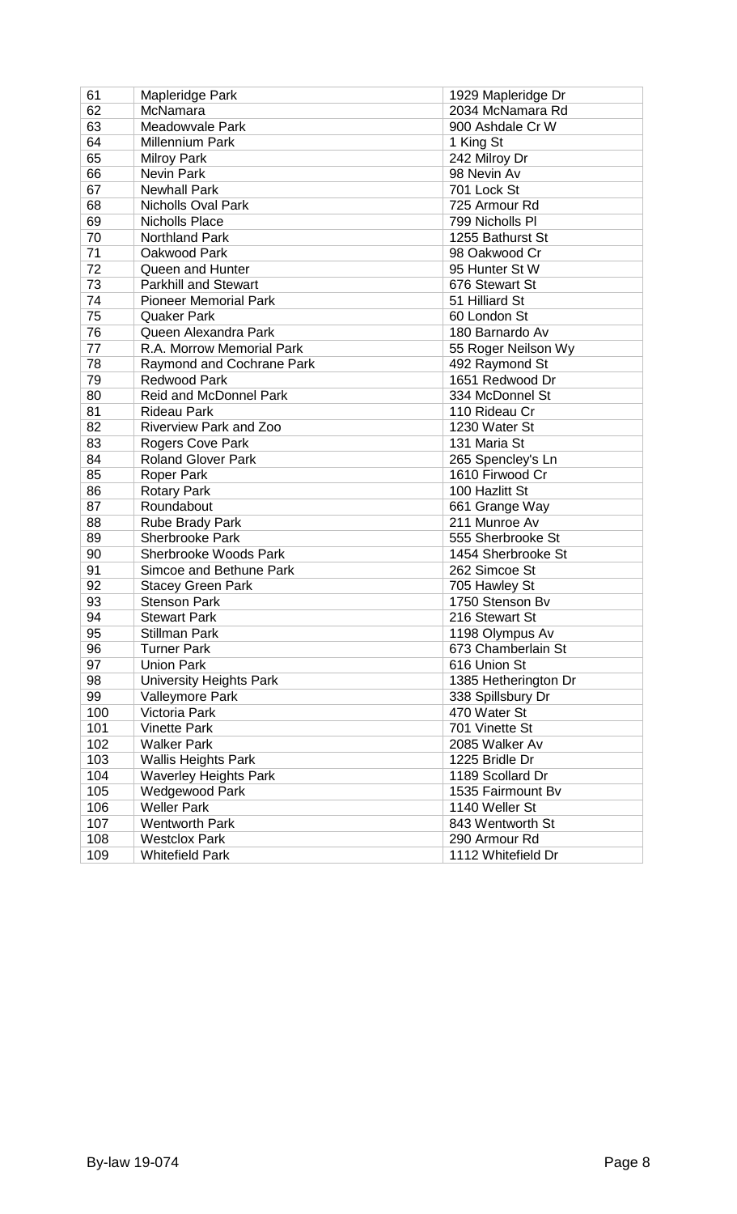| | | |
|---|---|---|
| 61 | Mapleridge Park | 1929 Mapleridge Dr |
| 62 | McNamara | 2034 McNamara Rd |
| 63 | Meadowvale Park | 900 Ashdale Cr W |
| 64 | Millennium Park | 1 King St |
| 65 | Milroy Park | 242 Milroy Dr |
| 66 | Nevin Park | 98 Nevin Av |
| 67 | Newhall Park | 701 Lock St |
| 68 | Nicholls Oval Park | 725 Armour Rd |
| 69 | Nicholls Place | 799 Nicholls Pl |
| 70 | Northland Park | 1255 Bathurst St |
| 71 | Oakwood Park | 98 Oakwood Cr |
| 72 | Queen and Hunter | 95 Hunter St W |
| 73 | Parkhill and Stewart | 676 Stewart St |
| 74 | Pioneer Memorial Park | 51 Hilliard St |
| 75 | Quaker Park | 60 London St |
| 76 | Queen Alexandra Park | 180 Barnardo Av |
| 77 | R.A. Morrow Memorial Park | 55 Roger Neilson Wy |
| 78 | Raymond and Cochrane Park | 492 Raymond St |
| 79 | Redwood Park | 1651 Redwood Dr |
| 80 | Reid and McDonnel Park | 334 McDonnel St |
| 81 | Rideau Park | 110 Rideau Cr |
| 82 | Riverview Park and Zoo | 1230 Water St |
| 83 | Rogers Cove Park | 131 Maria St |
| 84 | Roland Glover Park | 265 Spencley's Ln |
| 85 | Roper Park | 1610 Firwood Cr |
| 86 | Rotary Park | 100 Hazlitt St |
| 87 | Roundabout | 661 Grange Way |
| 88 | Rube Brady Park | 211 Munroe Av |
| 89 | Sherbrooke Park | 555 Sherbrooke St |
| 90 | Sherbrooke Woods Park | 1454 Sherbrooke St |
| 91 | Simcoe and Bethune Park | 262 Simcoe St |
| 92 | Stacey Green Park | 705 Hawley St |
| 93 | Stenson Park | 1750 Stenson Bv |
| 94 | Stewart Park | 216 Stewart St |
| 95 | Stillman Park | 1198 Olympus Av |
| 96 | Turner Park | 673 Chamberlain St |
| 97 | Union Park | 616 Union St |
| 98 | University Heights Park | 1385 Hetherington Dr |
| 99 | Valleymore Park | 338 Spillsbury Dr |
| 100 | Victoria Park | 470 Water St |
| 101 | Vinette Park | 701 Vinette St |
| 102 | Walker Park | 2085 Walker Av |
| 103 | Wallis Heights Park | 1225 Bridle Dr |
| 104 | Waverley Heights Park | 1189 Scollard Dr |
| 105 | Wedgewood Park | 1535 Fairmount Bv |
| 106 | Weller Park | 1140 Weller St |
| 107 | Wentworth Park | 843 Wentworth St |
| 108 | Westclox Park | 290 Armour Rd |
| 109 | Whitefield Park | 1112 Whitefield Dr |